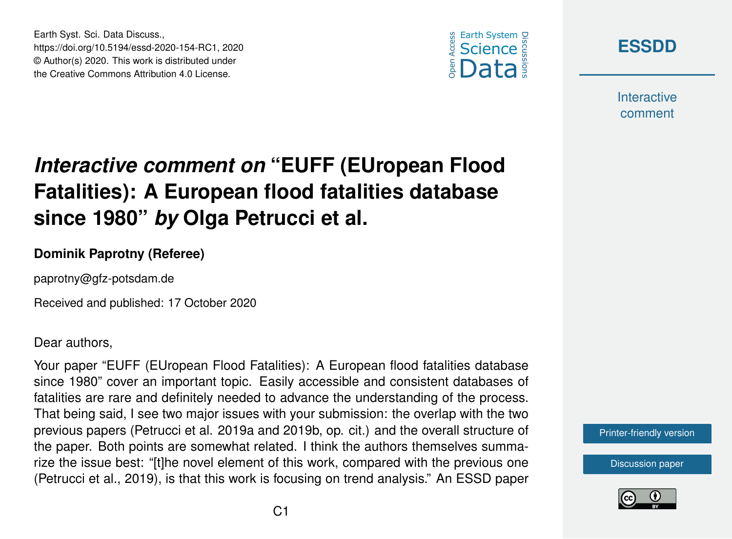Earth Syst. Sci. Data Discuss.,
https://doi.org/10.5194/essd-2020-154-RC1, 2020
© Author(s) 2020. This work is distributed under
the Creative Commons Attribution 4.0 License.

# *Interactive comment on* "EUFF (EUropean Flood Fatalities): A European flood fatalities database since 1980" *by* Olga Petrucci et al.

**Dominik Paprotny (Referee)**

paprotny@gfz-potsdam.de

Received and published: 17 October 2020

Dear authors,

Your paper "EUFF (EUropean Flood Fatalities): A European flood fatalities database since 1980" cover an important topic. Easily accessible and consistent databases of fatalities are rare and definitely needed to advance the understanding of the process. That being said, I see two major issues with your submission: the overlap with the two previous papers (Petrucci et al. 2019a and 2019b, op. cit.) and the overall structure of the paper. Both points are somewhat related. I think the authors themselves summarize the issue best: "[t]he novel element of this work, compared with the previous one (Petrucci et al., 2019), is that this work is focusing on trend analysis." An ESSD paper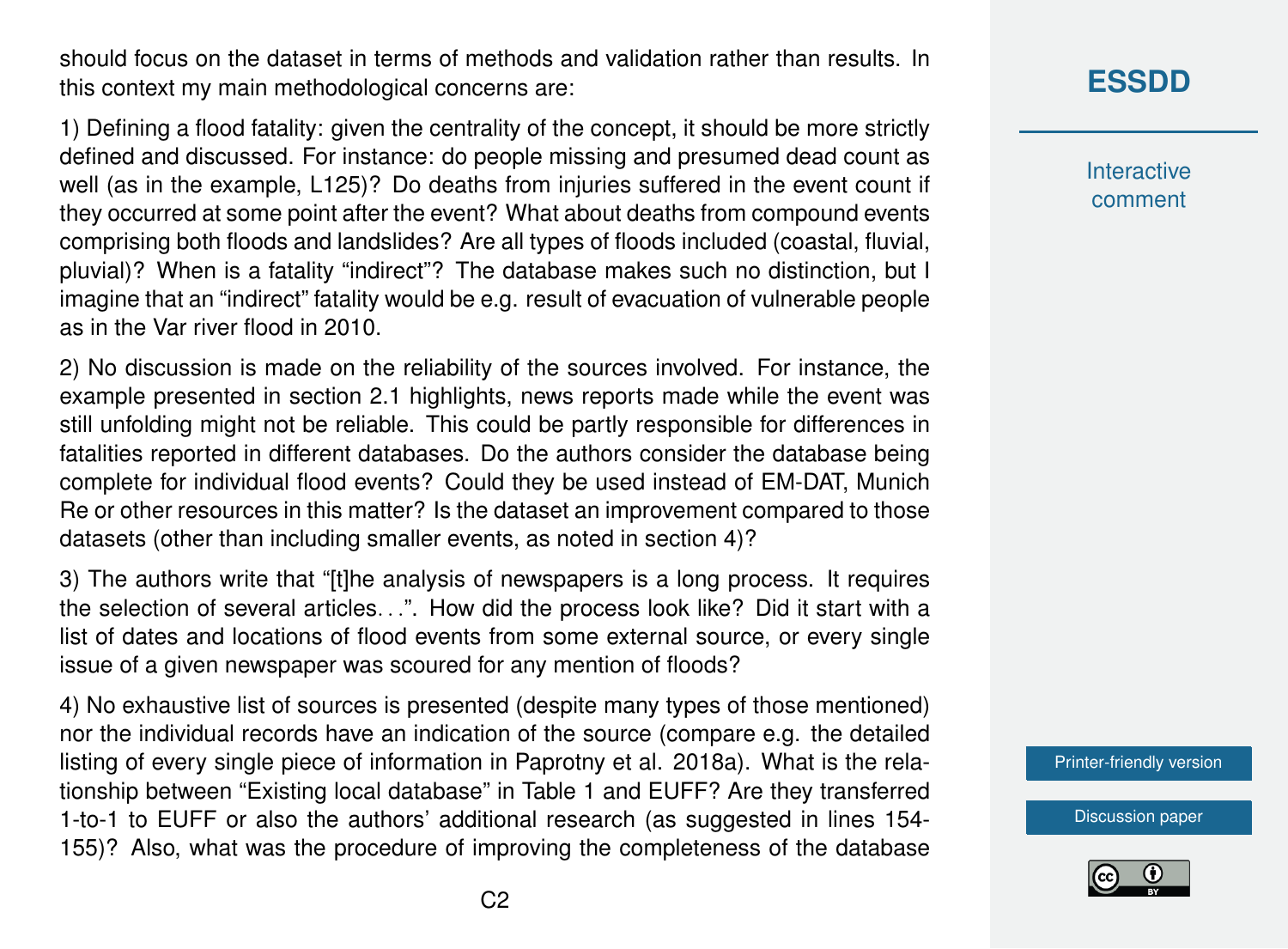should focus on the dataset in terms of methods and validation rather than results. In this context my main methodological concerns are:

1) Defining a flood fatality: given the centrality of the concept, it should be more strictly defined and discussed. For instance: do people missing and presumed dead count as well (as in the example, L125)? Do deaths from injuries suffered in the event count if they occurred at some point after the event? What about deaths from compound events comprising both floods and landslides? Are all types of floods included (coastal, fluvial, pluvial)? When is a fatality "indirect"? The database makes such no distinction, but I imagine that an "indirect" fatality would be e.g. result of evacuation of vulnerable people as in the Var river flood in 2010.

2) No discussion is made on the reliability of the sources involved. For instance, the example presented in section 2.1 highlights, news reports made while the event was still unfolding might not be reliable. This could be partly responsible for differences in fatalities reported in different databases. Do the authors consider the database being complete for individual flood events? Could they be used instead of EM-DAT, Munich Re or other resources in this matter? Is the dataset an improvement compared to those datasets (other than including smaller events, as noted in section 4)?

3) The authors write that "[t]he analysis of newspapers is a long process. It requires the selection of several articles…". How did the process look like? Did it start with a list of dates and locations of flood events from some external source, or every single issue of a given newspaper was scoured for any mention of floods?

4) No exhaustive list of sources is presented (despite many types of those mentioned) nor the individual records have an indication of the source (compare e.g. the detailed listing of every single piece of information in Paprotny et al. 2018a). What is the relationship between "Existing local database" in Table 1 and EUFF? Are they transferred 1-to-1 to EUFF or also the authors' additional research (as suggested in lines 154-155)? Also, what was the procedure of improving the completeness of the database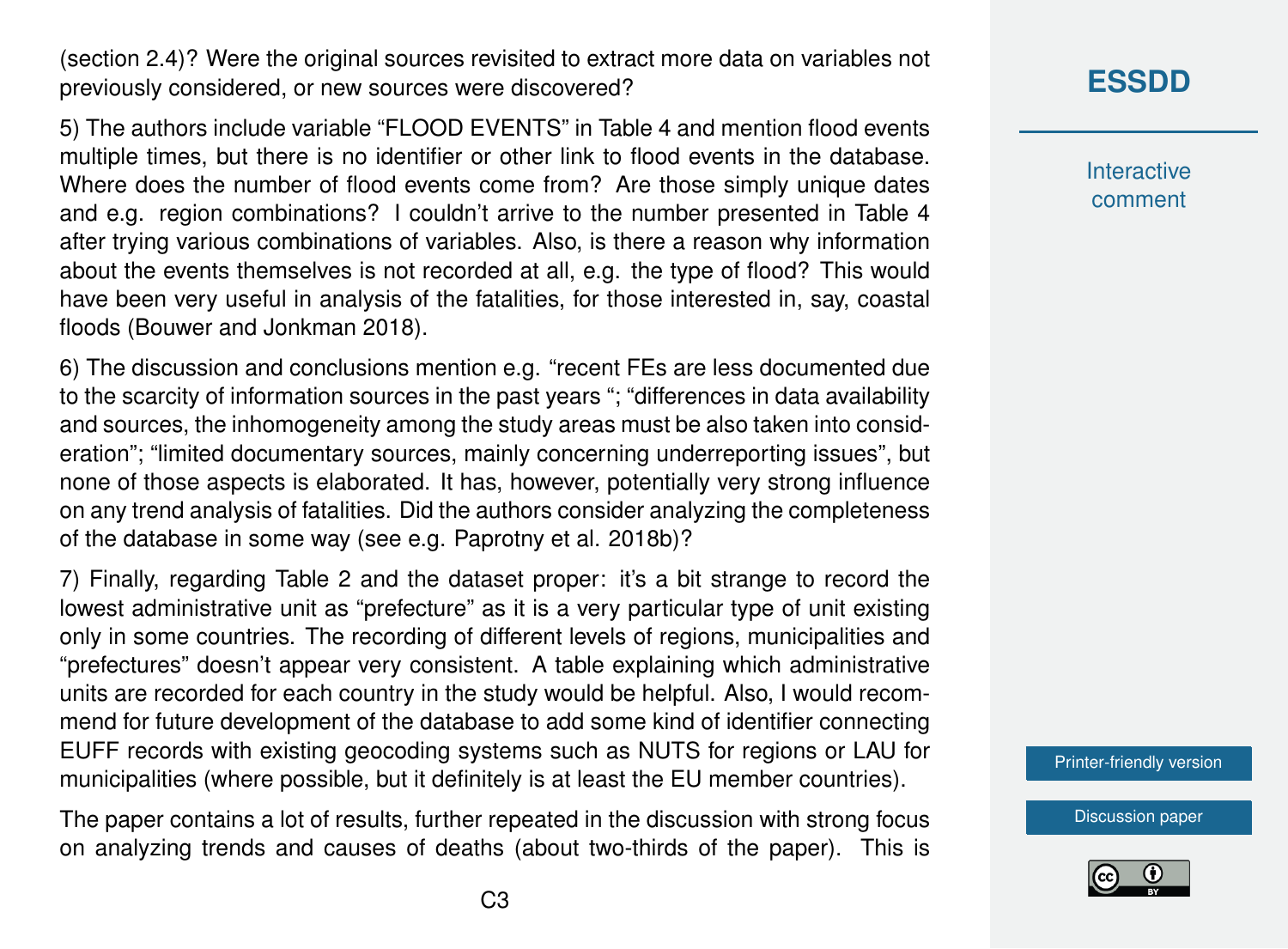(section 2.4)? Were the original sources revisited to extract more data on variables not previously considered, or new sources were discovered?

5) The authors include variable "FLOOD EVENTS" in Table 4 and mention flood events multiple times, but there is no identifier or other link to flood events in the database. Where does the number of flood events come from? Are those simply unique dates and e.g. region combinations? I couldn't arrive to the number presented in Table 4 after trying various combinations of variables. Also, is there a reason why information about the events themselves is not recorded at all, e.g. the type of flood? This would have been very useful in analysis of the fatalities, for those interested in, say, coastal floods (Bouwer and Jonkman 2018).

6) The discussion and conclusions mention e.g. "recent FEs are less documented due to the scarcity of information sources in the past years "; "differences in data availability and sources, the inhomogeneity among the study areas must be also taken into consideration"; "limited documentary sources, mainly concerning underreporting issues", but none of those aspects is elaborated. It has, however, potentially very strong influence on any trend analysis of fatalities. Did the authors consider analyzing the completeness of the database in some way (see e.g. Paprotny et al. 2018b)?

7) Finally, regarding Table 2 and the dataset proper: it's a bit strange to record the lowest administrative unit as "prefecture" as it is a very particular type of unit existing only in some countries. The recording of different levels of regions, municipalities and "prefectures" doesn't appear very consistent. A table explaining which administrative units are recorded for each country in the study would be helpful. Also, I would recommend for future development of the database to add some kind of identifier connecting EUFF records with existing geocoding systems such as NUTS for regions or LAU for municipalities (where possible, but it definitely is at least the EU member countries).

The paper contains a lot of results, further repeated in the discussion with strong focus on analyzing trends and causes of deaths (about two-thirds of the paper). This is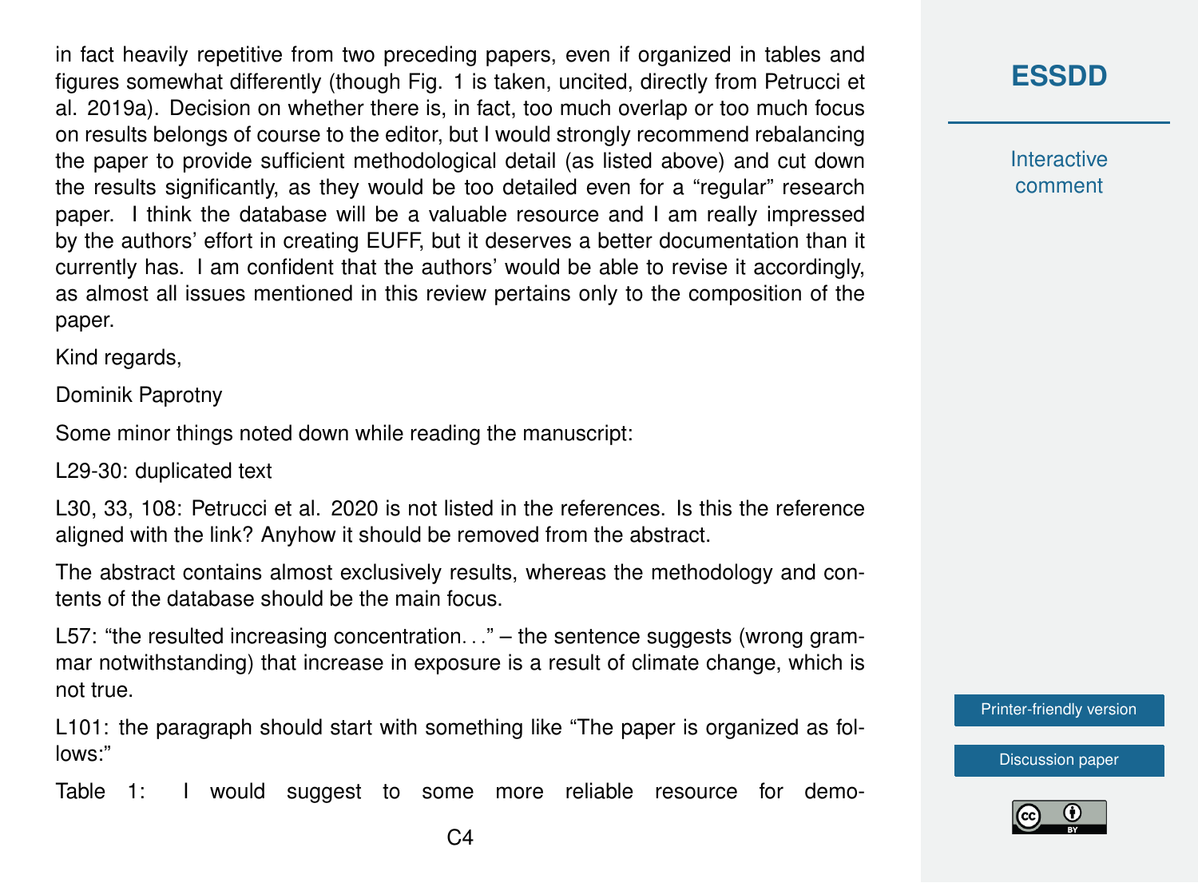in fact heavily repetitive from two preceding papers, even if organized in tables and figures somewhat differently (though Fig. 1 is taken, uncited, directly from Petrucci et al. 2019a). Decision on whether there is, in fact, too much overlap or too much focus on results belongs of course to the editor, but I would strongly recommend rebalancing the paper to provide sufficient methodological detail (as listed above) and cut down the results significantly, as they would be too detailed even for a "regular" research paper. I think the database will be a valuable resource and I am really impressed by the authors' effort in creating EUFF, but it deserves a better documentation than it currently has. I am confident that the authors' would be able to revise it accordingly, as almost all issues mentioned in this review pertains only to the composition of the paper.

Kind regards,

Dominik Paprotny

Some minor things noted down while reading the manuscript:

L29-30: duplicated text

L30, 33, 108: Petrucci et al. 2020 is not listed in the references. Is this the reference aligned with the link? Anyhow it should be removed from the abstract.

The abstract contains almost exclusively results, whereas the methodology and contents of the database should be the main focus.

L57: "the resulted increasing concentration…" – the sentence suggests (wrong grammar notwithstanding) that increase in exposure is a result of climate change, which is not true.

L101: the paragraph should start with something like "The paper is organized as follows:"

Table 1: I would suggest to some more reliable resource for demo-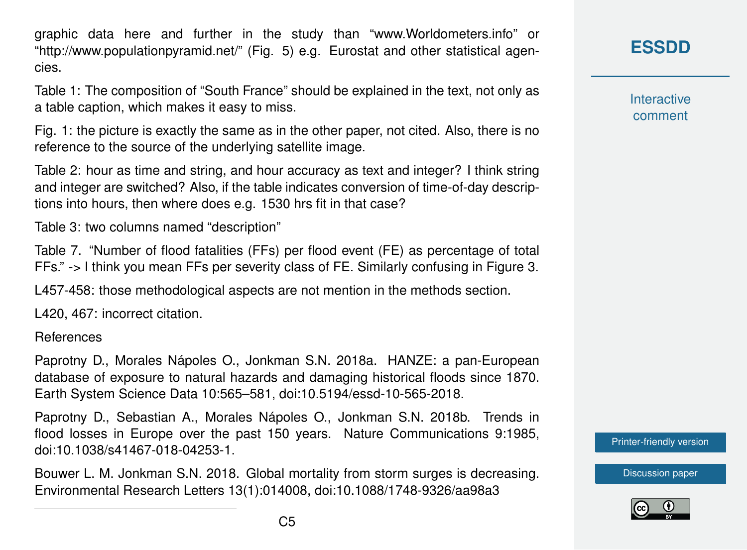graphic data here and further in the study than “www.Worldometers.info” or “http://www.populationpyramid.net/” (Fig. 5) e.g. Eurostat and other statistical agencies.

Table 1: The composition of “South France” should be explained in the text, not only as a table caption, which makes it easy to miss.

Fig. 1: the picture is exactly the same as in the other paper, not cited. Also, there is no reference to the source of the underlying satellite image.

Table 2: hour as time and string, and hour accuracy as text and integer? I think string and integer are switched? Also, if the table indicates conversion of time-of-day descriptions into hours, then where does e.g. 1530 hrs fit in that case?

Table 3: two columns named “description”

Table 7. “Number of flood fatalities (FFs) per flood event (FE) as percentage of total FFs.” -> I think you mean FFs per severity class of FE. Similarly confusing in Figure 3.

L457-458: those methodological aspects are not mention in the methods section.

L420, 467: incorrect citation.

References

Paprotny D., Morales Nápoles O., Jonkman S.N. 2018a. HANZE: a pan-European database of exposure to natural hazards and damaging historical floods since 1870. Earth System Science Data 10:565–581, doi:10.5194/essd-10-565-2018.

Paprotny D., Sebastian A., Morales Nápoles O., Jonkman S.N. 2018b. Trends in flood losses in Europe over the past 150 years. Nature Communications 9:1985, doi:10.1038/s41467-018-04253-1.

Bouwer L. M. Jonkman S.N. 2018. Global mortality from storm surges is decreasing. Environmental Research Letters 13(1):014008, doi:10.1088/1748-9326/aa98a3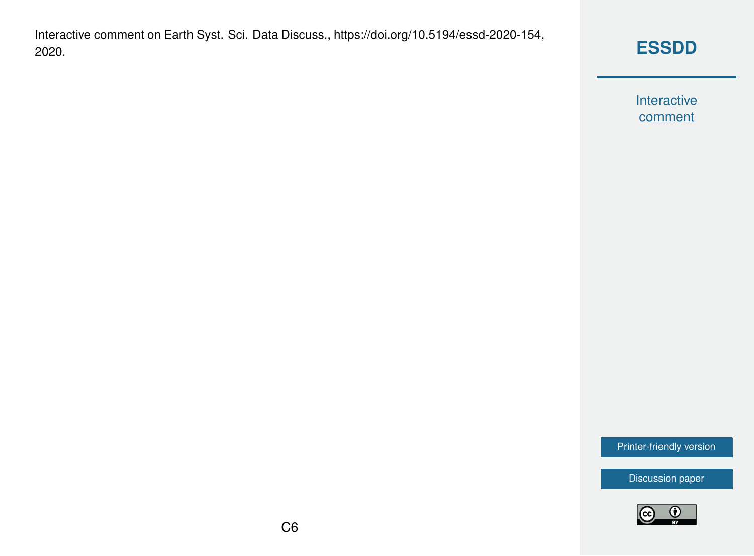Interactive comment on Earth Syst. Sci. Data Discuss., https://doi.org/10.5194/essd-2020-154, 2020.